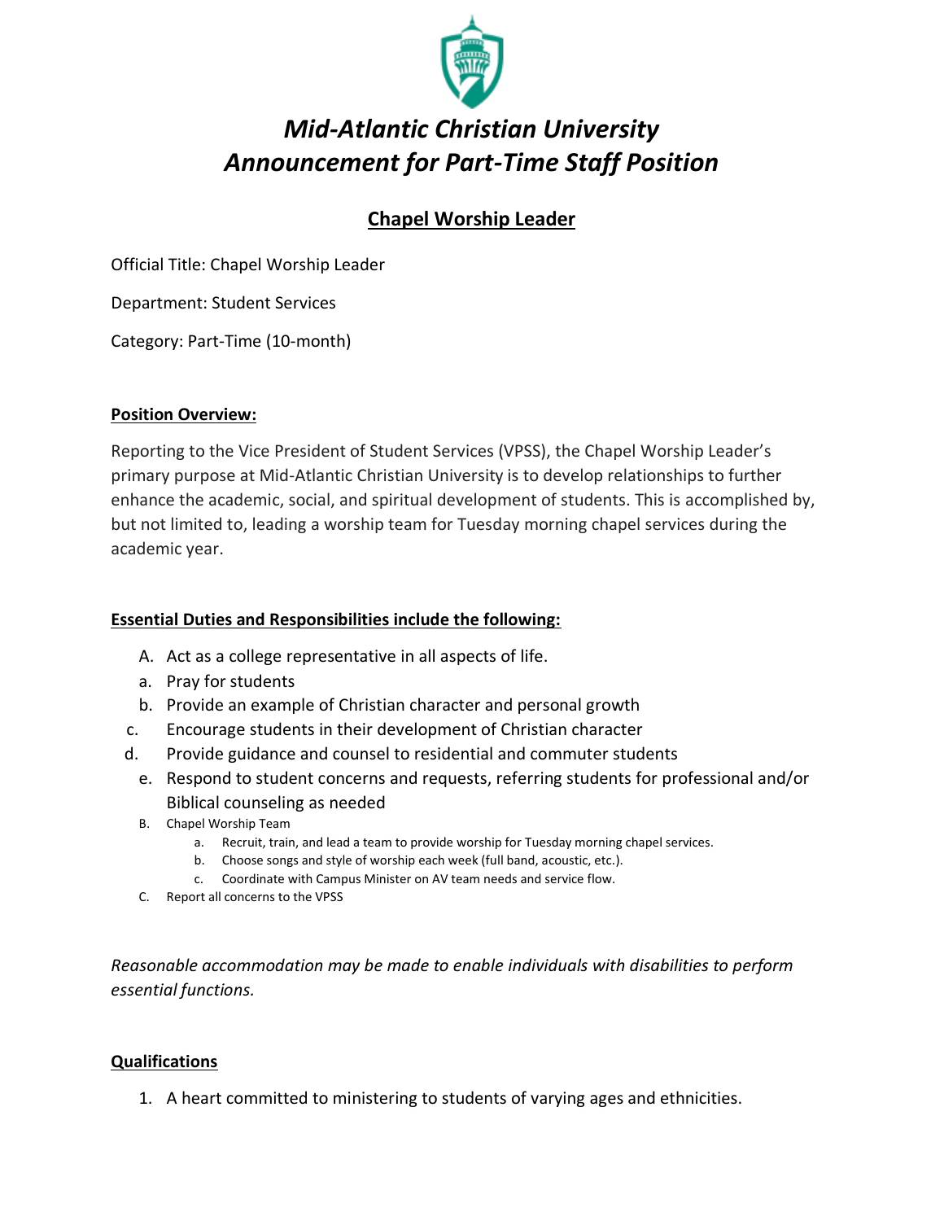# *Mid-Atlantic Christian University*
# *Announcement for Part-Time Staff Position*

## Chapel Worship Leader

Official Title: Chapel Worship Leader

Department: Student Services

Category: Part-Time (10-month)

**Position Overview:**

Reporting to the Vice President of Student Services (VPSS), the Chapel Worship Leader's primary purpose at Mid-Atlantic Christian University is to develop relationships to further enhance the academic, social, and spiritual development of students. This is accomplished by, but not limited to, leading a worship team for Tuesday morning chapel services during the academic year.

**Essential Duties and Responsibilities include the following:**

A. Act as a college representative in all aspects of life.
   a. Pray for students
   b. Provide an example of Christian character and personal growth
   c. Encourage students in their development of Christian character
   d. Provide guidance and counsel to residential and commuter students
   e. Respond to student concerns and requests, referring students for professional and/or Biblical counseling as needed

B. Chapel Worship Team
   a. Recruit, train, and lead a team to provide worship for Tuesday morning chapel services.
   b. Choose songs and style of worship each week (full band, acoustic, etc.).
   c. Coordinate with Campus Minister on AV team needs and service flow.

C. Report all concerns to the VPSS

*Reasonable accommodation may be made to enable individuals with disabilities to perform essential functions.*

**Qualifications**

1. A heart committed to ministering to students of varying ages and ethnicities.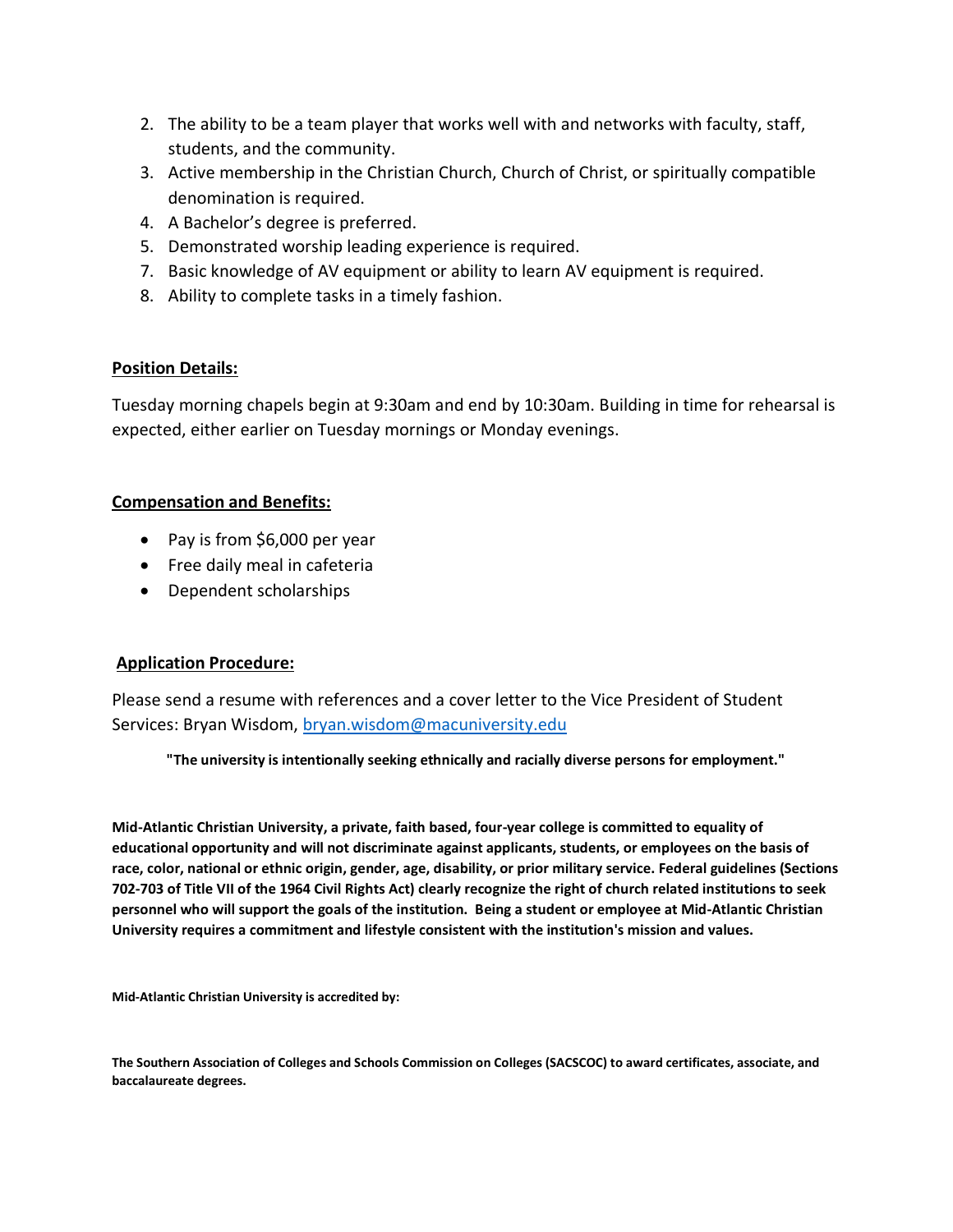2. The ability to be a team player that works well with and networks with faculty, staff, students, and the community.
3. Active membership in the Christian Church, Church of Christ, or spiritually compatible denomination is required.
4. A Bachelor's degree is preferred.
5. Demonstrated worship leading experience is required.
7. Basic knowledge of AV equipment or ability to learn AV equipment is required.
8. Ability to complete tasks in a timely fashion.

**Position Details:**

Tuesday morning chapels begin at 9:30am and end by 10:30am. Building in time for rehearsal is expected, either earlier on Tuesday mornings or Monday evenings.

**Compensation and Benefits:**

- Pay is from $6,000 per year
- Free daily meal in cafeteria
- Dependent scholarships

**Application Procedure:**

Please send a resume with references and a cover letter to the Vice President of Student Services: Bryan Wisdom, bryan.wisdom@macuniversity.edu

**"The university is intentionally seeking ethnically and racially diverse persons for employment."**

**Mid-Atlantic Christian University, a private, faith based, four-year college is committed to equality of educational opportunity and will not discriminate against applicants, students, or employees on the basis of race, color, national or ethnic origin, gender, age, disability, or prior military service. Federal guidelines (Sections 702-703 of Title VII of the 1964 Civil Rights Act) clearly recognize the right of church related institutions to seek personnel who will support the goals of the institution. Being a student or employee at Mid-Atlantic Christian University requires a commitment and lifestyle consistent with the institution's mission and values.**

**Mid-Atlantic Christian University is accredited by:**

**The Southern Association of Colleges and Schools Commission on Colleges (SACSCOC) to award certificates, associate, and baccalaureate degrees.**